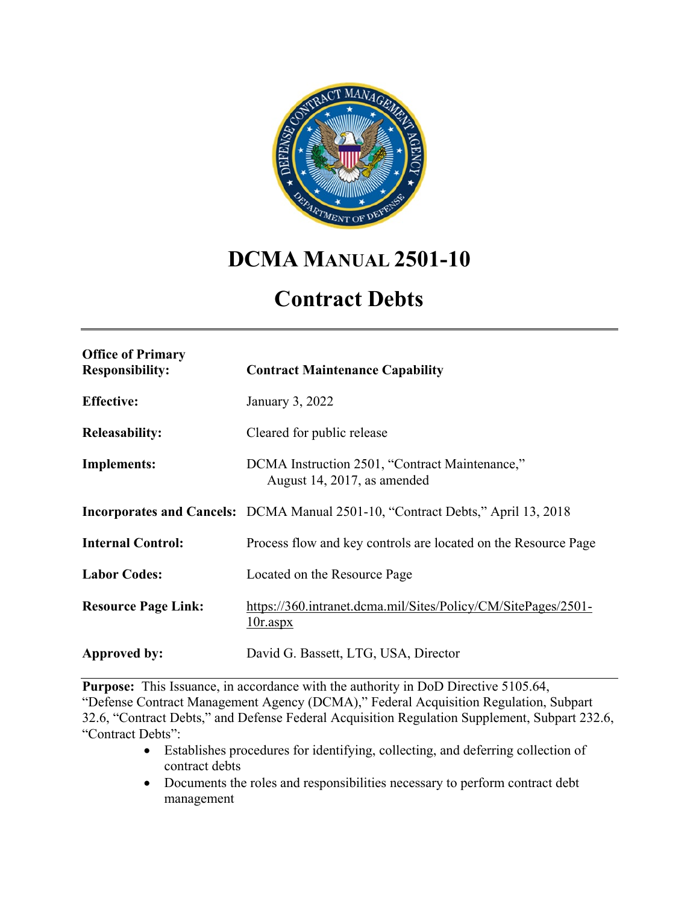# DCMA MANUAL 2501-10

# Contract Debts

| | |
|---|---|
| **Office of Primary Responsibility:** | **Contract Maintenance Capability** |
| **Effective:** | January 3, 2022 |
| **Releasability:** | Cleared for public release |
| **Implements:** | DCMA Instruction 2501, "Contract Maintenance," August 14, 2017, as amended |
| **Incorporates and Cancels:** | DCMA Manual 2501-10, "Contract Debts," April 13, 2018 |
| **Internal Control:** | Process flow and key controls are located on the Resource Page |
| **Labor Codes:** | Located on the Resource Page |
| **Resource Page Link:** | https://360.intranet.dcma.mil/Sites/Policy/CM/SitePages/2501-10r.aspx |
| **Approved by:** | David G. Bassett, LTG, USA, Director |

**Purpose:** This Issuance, in accordance with the authority in DoD Directive 5105.64, "Defense Contract Management Agency (DCMA)," Federal Acquisition Regulation, Subpart 32.6, "Contract Debts," and Defense Federal Acquisition Regulation Supplement, Subpart 232.6, "Contract Debts":

- Establishes procedures for identifying, collecting, and deferring collection of contract debts
- Documents the roles and responsibilities necessary to perform contract debt management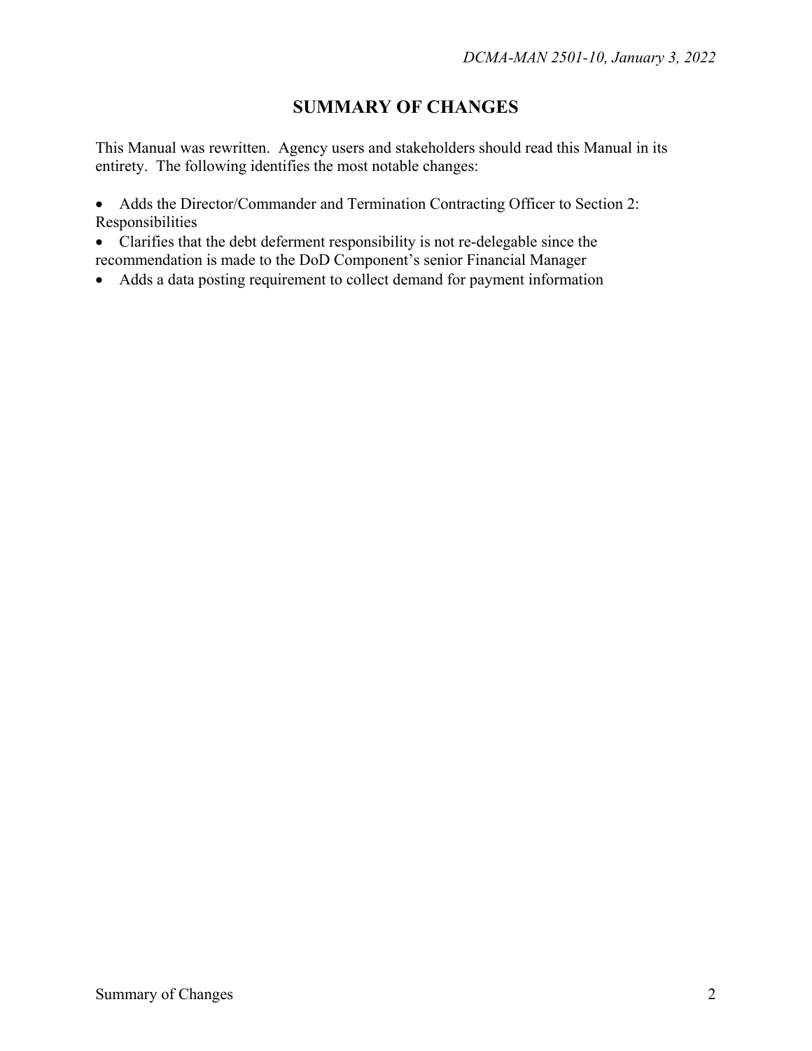## SUMMARY OF CHANGES

This Manual was rewritten. Agency users and stakeholders should read this Manual in its entirety. The following identifies the most notable changes:

- Adds the Director/Commander and Termination Contracting Officer to Section 2: Responsibilities
- Clarifies that the debt deferment responsibility is not re-delegable since the recommendation is made to the DoD Component's senior Financial Manager
- Adds a data posting requirement to collect demand for payment information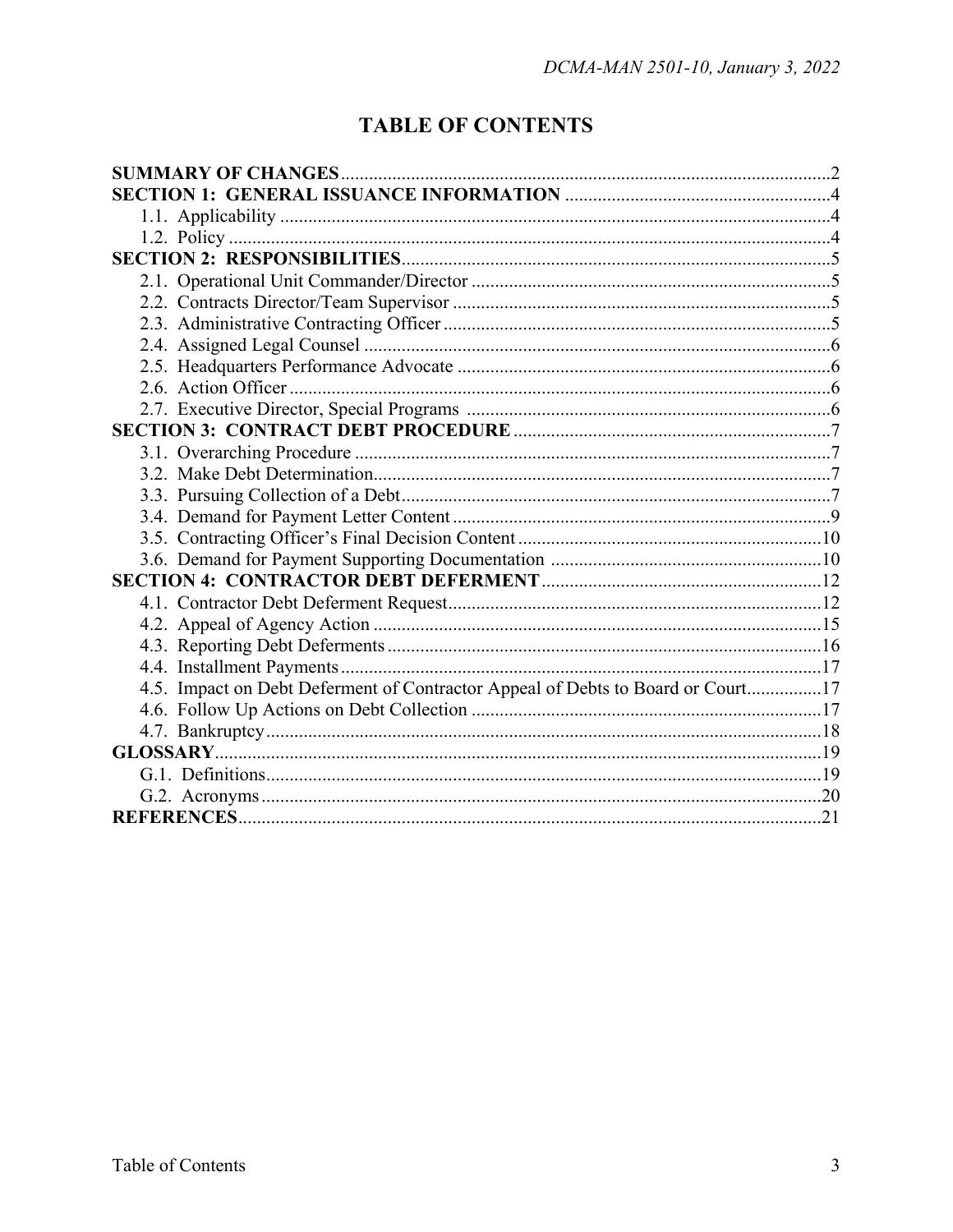# TABLE OF CONTENTS

**SUMMARY OF CHANGES** ........................................................................................................ 2
**SECTION 1: GENERAL ISSUANCE INFORMATION** ........................................................ 4
  1.1. Applicability ..................................................................................................................... 4
  1.2. Policy ................................................................................................................................ 4
**SECTION 2: RESPONSIBILITIES** ............................................................................................ 5
  2.1. Operational Unit Commander/Director ............................................................................. 5
  2.2. Contracts Director/Team Supervisor ................................................................................. 5
  2.3. Administrative Contracting Officer ................................................................................... 5
  2.4. Assigned Legal Counsel .................................................................................................... 6
  2.5. Headquarters Performance Advocate ................................................................................ 6
  2.6. Action Officer .................................................................................................................... 6
  2.7. Executive Director, Special Programs ............................................................................... 6
**SECTION 3: CONTRACT DEBT PROCEDURE** .................................................................... 7
  3.1. Overarching Procedure ...................................................................................................... 7
  3.2. Make Debt Determination.................................................................................................. 7
  3.3. Pursuing Collection of a Debt............................................................................................ 7
  3.4. Demand for Payment Letter Content ................................................................................. 9
  3.5. Contracting Officer's Final Decision Content ................................................................. 10
  3.6. Demand for Payment Supporting Documentation .......................................................... 10
**SECTION 4: CONTRACTOR DEBT DEFERMENT** ............................................................ 12
  4.1. Contractor Debt Deferment Request................................................................................ 12
  4.2. Appeal of Agency Action ................................................................................................ 15
  4.3. Reporting Debt Deferments ............................................................................................. 16
  4.4. Installment Payments ....................................................................................................... 17
  4.5. Impact on Debt Deferment of Contractor Appeal of Debts to Board or Court................ 17
  4.6. Follow Up Actions on Debt Collection ........................................................................... 17
  4.7. Bankruptcy ....................................................................................................................... 18
**GLOSSARY** .................................................................................................................................. 19
  G.1. Definitions....................................................................................................................... 19
  G.2. Acronyms ........................................................................................................................ 20
**REFERENCES** ............................................................................................................................ 21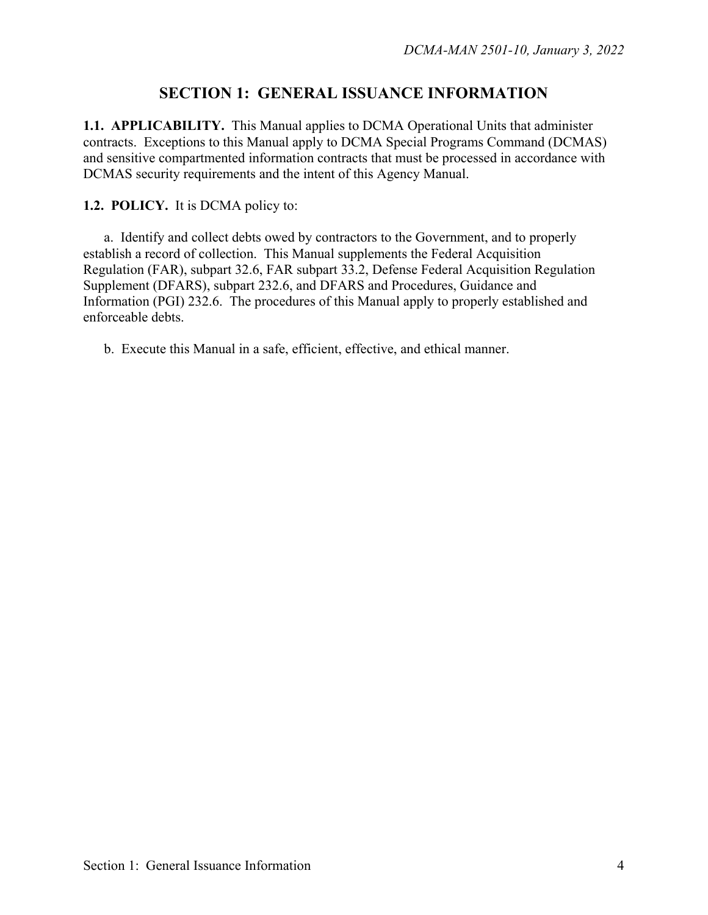# SECTION 1: GENERAL ISSUANCE INFORMATION

**1.1. APPLICABILITY.** This Manual applies to DCMA Operational Units that administer contracts. Exceptions to this Manual apply to DCMA Special Programs Command (DCMAS) and sensitive compartmented information contracts that must be processed in accordance with DCMAS security requirements and the intent of this Agency Manual.

**1.2. POLICY.** It is DCMA policy to:

a. Identify and collect debts owed by contractors to the Government, and to properly establish a record of collection. This Manual supplements the Federal Acquisition Regulation (FAR), subpart 32.6, FAR subpart 33.2, Defense Federal Acquisition Regulation Supplement (DFARS), subpart 232.6, and DFARS and Procedures, Guidance and Information (PGI) 232.6. The procedures of this Manual apply to properly established and enforceable debts.

b. Execute this Manual in a safe, efficient, effective, and ethical manner.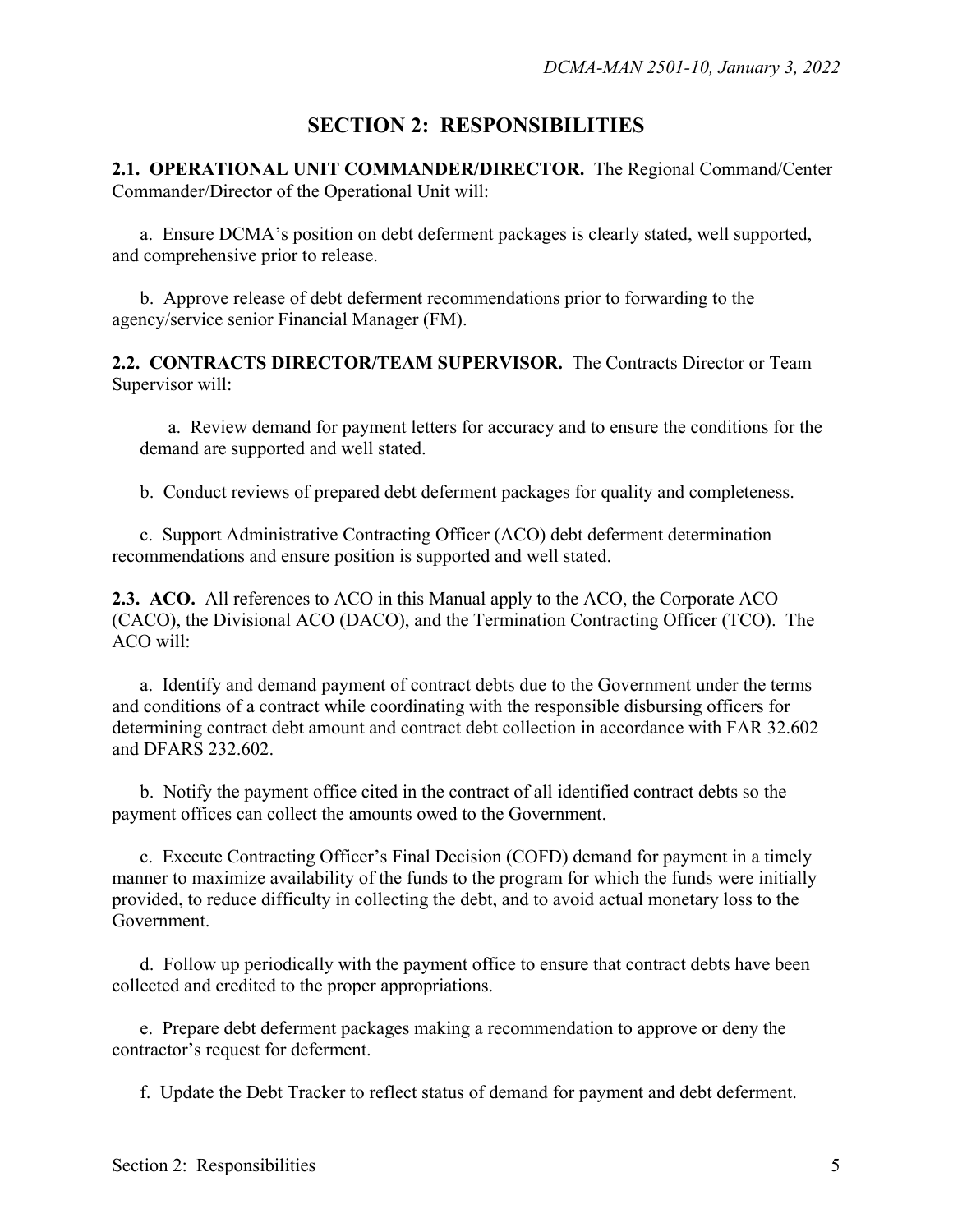## SECTION 2: RESPONSIBILITIES

**2.1. OPERATIONAL UNIT COMMANDER/DIRECTOR.** The Regional Command/Center Commander/Director of the Operational Unit will:

a. Ensure DCMA's position on debt deferment packages is clearly stated, well supported, and comprehensive prior to release.

b. Approve release of debt deferment recommendations prior to forwarding to the agency/service senior Financial Manager (FM).

**2.2. CONTRACTS DIRECTOR/TEAM SUPERVISOR.** The Contracts Director or Team Supervisor will:

a. Review demand for payment letters for accuracy and to ensure the conditions for the demand are supported and well stated.

b. Conduct reviews of prepared debt deferment packages for quality and completeness.

c. Support Administrative Contracting Officer (ACO) debt deferment determination recommendations and ensure position is supported and well stated.

**2.3. ACO.** All references to ACO in this Manual apply to the ACO, the Corporate ACO (CACO), the Divisional ACO (DACO), and the Termination Contracting Officer (TCO). The ACO will:

a. Identify and demand payment of contract debts due to the Government under the terms and conditions of a contract while coordinating with the responsible disbursing officers for determining contract debt amount and contract debt collection in accordance with FAR 32.602 and DFARS 232.602.

b. Notify the payment office cited in the contract of all identified contract debts so the payment offices can collect the amounts owed to the Government.

c. Execute Contracting Officer's Final Decision (COFD) demand for payment in a timely manner to maximize availability of the funds to the program for which the funds were initially provided, to reduce difficulty in collecting the debt, and to avoid actual monetary loss to the Government.

d. Follow up periodically with the payment office to ensure that contract debts have been collected and credited to the proper appropriations.

e. Prepare debt deferment packages making a recommendation to approve or deny the contractor's request for deferment.

f. Update the Debt Tracker to reflect status of demand for payment and debt deferment.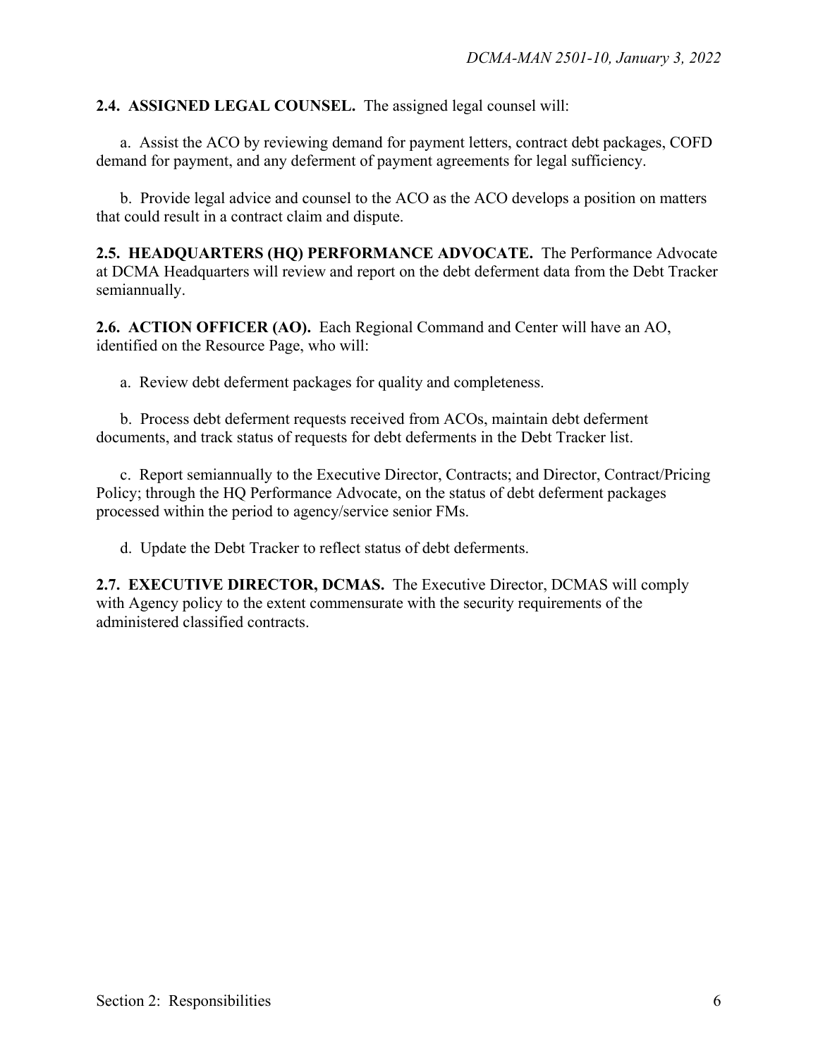**2.4. ASSIGNED LEGAL COUNSEL.** The assigned legal counsel will:

a. Assist the ACO by reviewing demand for payment letters, contract debt packages, COFD demand for payment, and any deferment of payment agreements for legal sufficiency.

b. Provide legal advice and counsel to the ACO as the ACO develops a position on matters that could result in a contract claim and dispute.

**2.5. HEADQUARTERS (HQ) PERFORMANCE ADVOCATE.** The Performance Advocate at DCMA Headquarters will review and report on the debt deferment data from the Debt Tracker semiannually.

**2.6. ACTION OFFICER (AO).** Each Regional Command and Center will have an AO, identified on the Resource Page, who will:

a. Review debt deferment packages for quality and completeness.

b. Process debt deferment requests received from ACOs, maintain debt deferment documents, and track status of requests for debt deferments in the Debt Tracker list.

c. Report semiannually to the Executive Director, Contracts; and Director, Contract/Pricing Policy; through the HQ Performance Advocate, on the status of debt deferment packages processed within the period to agency/service senior FMs.

d. Update the Debt Tracker to reflect status of debt deferments.

**2.7. EXECUTIVE DIRECTOR, DCMAS.** The Executive Director, DCMAS will comply with Agency policy to the extent commensurate with the security requirements of the administered classified contracts.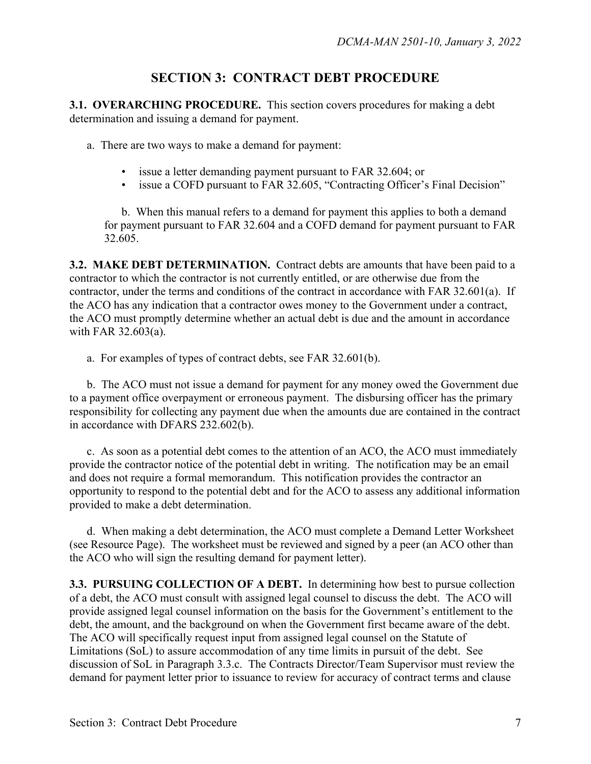## SECTION 3: CONTRACT DEBT PROCEDURE

**3.1. OVERARCHING PROCEDURE.** This section covers procedures for making a debt determination and issuing a demand for payment.

a. There are two ways to make a demand for payment:

- issue a letter demanding payment pursuant to FAR 32.604; or
- issue a COFD pursuant to FAR 32.605, "Contracting Officer's Final Decision"

b. When this manual refers to a demand for payment this applies to both a demand for payment pursuant to FAR 32.604 and a COFD demand for payment pursuant to FAR 32.605.

**3.2. MAKE DEBT DETERMINATION.** Contract debts are amounts that have been paid to a contractor to which the contractor is not currently entitled, or are otherwise due from the contractor, under the terms and conditions of the contract in accordance with FAR 32.601(a). If the ACO has any indication that a contractor owes money to the Government under a contract, the ACO must promptly determine whether an actual debt is due and the amount in accordance with FAR 32.603(a).

a. For examples of types of contract debts, see FAR 32.601(b).

b. The ACO must not issue a demand for payment for any money owed the Government due to a payment office overpayment or erroneous payment. The disbursing officer has the primary responsibility for collecting any payment due when the amounts due are contained in the contract in accordance with DFARS 232.602(b).

c. As soon as a potential debt comes to the attention of an ACO, the ACO must immediately provide the contractor notice of the potential debt in writing. The notification may be an email and does not require a formal memorandum. This notification provides the contractor an opportunity to respond to the potential debt and for the ACO to assess any additional information provided to make a debt determination.

d. When making a debt determination, the ACO must complete a Demand Letter Worksheet (see Resource Page). The worksheet must be reviewed and signed by a peer (an ACO other than the ACO who will sign the resulting demand for payment letter).

**3.3. PURSUING COLLECTION OF A DEBT.** In determining how best to pursue collection of a debt, the ACO must consult with assigned legal counsel to discuss the debt. The ACO will provide assigned legal counsel information on the basis for the Government's entitlement to the debt, the amount, and the background on when the Government first became aware of the debt. The ACO will specifically request input from assigned legal counsel on the Statute of Limitations (SoL) to assure accommodation of any time limits in pursuit of the debt. See discussion of SoL in Paragraph 3.3.c. The Contracts Director/Team Supervisor must review the demand for payment letter prior to issuance to review for accuracy of contract terms and clause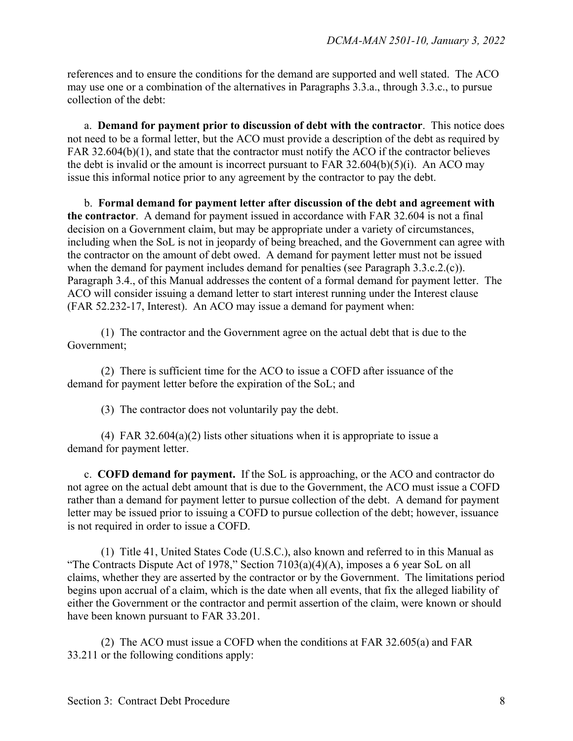references and to ensure the conditions for the demand are supported and well stated. The ACO may use one or a combination of the alternatives in Paragraphs 3.3.a., through 3.3.c., to pursue collection of the debt:

a. **Demand for payment prior to discussion of debt with the contractor**. This notice does not need to be a formal letter, but the ACO must provide a description of the debt as required by FAR 32.604(b)(1), and state that the contractor must notify the ACO if the contractor believes the debt is invalid or the amount is incorrect pursuant to FAR 32.604(b)(5)(i). An ACO may issue this informal notice prior to any agreement by the contractor to pay the debt.

b. **Formal demand for payment letter after discussion of the debt and agreement with the contractor**. A demand for payment issued in accordance with FAR 32.604 is not a final decision on a Government claim, but may be appropriate under a variety of circumstances, including when the SoL is not in jeopardy of being breached, and the Government can agree with the contractor on the amount of debt owed. A demand for payment letter must not be issued when the demand for payment includes demand for penalties (see Paragraph 3.3.c.2.(c)). Paragraph 3.4., of this Manual addresses the content of a formal demand for payment letter. The ACO will consider issuing a demand letter to start interest running under the Interest clause (FAR 52.232-17, Interest). An ACO may issue a demand for payment when:

(1) The contractor and the Government agree on the actual debt that is due to the Government;

(2) There is sufficient time for the ACO to issue a COFD after issuance of the demand for payment letter before the expiration of the SoL; and

(3) The contractor does not voluntarily pay the debt.

(4) FAR 32.604(a)(2) lists other situations when it is appropriate to issue a demand for payment letter.

c. **COFD demand for payment.** If the SoL is approaching, or the ACO and contractor do not agree on the actual debt amount that is due to the Government, the ACO must issue a COFD rather than a demand for payment letter to pursue collection of the debt. A demand for payment letter may be issued prior to issuing a COFD to pursue collection of the debt; however, issuance is not required in order to issue a COFD.

(1) Title 41, United States Code (U.S.C.), also known and referred to in this Manual as "The Contracts Dispute Act of 1978," Section 7103(a)(4)(A), imposes a 6 year SoL on all claims, whether they are asserted by the contractor or by the Government. The limitations period begins upon accrual of a claim, which is the date when all events, that fix the alleged liability of either the Government or the contractor and permit assertion of the claim, were known or should have been known pursuant to FAR 33.201.

(2) The ACO must issue a COFD when the conditions at FAR 32.605(a) and FAR 33.211 or the following conditions apply: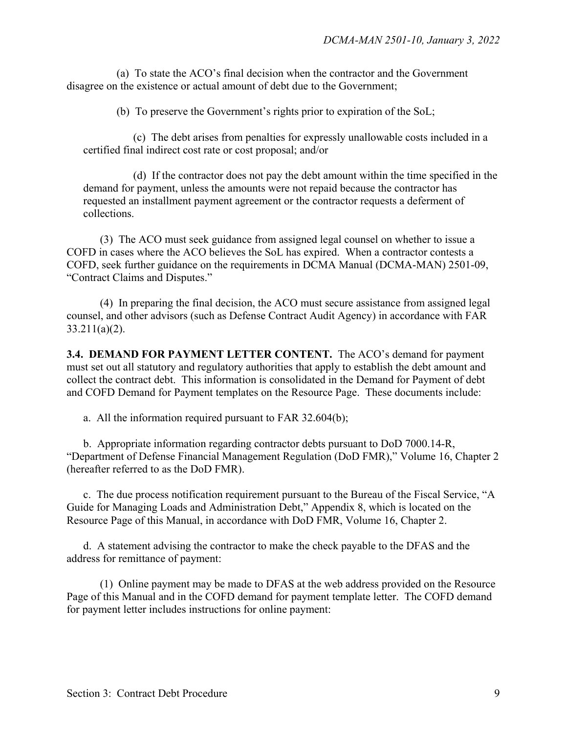(a) To state the ACO's final decision when the contractor and the Government disagree on the existence or actual amount of debt due to the Government;

(b) To preserve the Government's rights prior to expiration of the SoL;

(c) The debt arises from penalties for expressly unallowable costs included in a certified final indirect cost rate or cost proposal; and/or

(d) If the contractor does not pay the debt amount within the time specified in the demand for payment, unless the amounts were not repaid because the contractor has requested an installment payment agreement or the contractor requests a deferment of collections.

(3) The ACO must seek guidance from assigned legal counsel on whether to issue a COFD in cases where the ACO believes the SoL has expired. When a contractor contests a COFD, seek further guidance on the requirements in DCMA Manual (DCMA-MAN) 2501-09, "Contract Claims and Disputes."

(4) In preparing the final decision, the ACO must secure assistance from assigned legal counsel, and other advisors (such as Defense Contract Audit Agency) in accordance with FAR 33.211(a)(2).

**3.4. DEMAND FOR PAYMENT LETTER CONTENT.** The ACO's demand for payment must set out all statutory and regulatory authorities that apply to establish the debt amount and collect the contract debt. This information is consolidated in the Demand for Payment of debt and COFD Demand for Payment templates on the Resource Page. These documents include:

a. All the information required pursuant to FAR 32.604(b);

b. Appropriate information regarding contractor debts pursuant to DoD 7000.14-R, "Department of Defense Financial Management Regulation (DoD FMR)," Volume 16, Chapter 2 (hereafter referred to as the DoD FMR).

c. The due process notification requirement pursuant to the Bureau of the Fiscal Service, "A Guide for Managing Loads and Administration Debt," Appendix 8, which is located on the Resource Page of this Manual, in accordance with DoD FMR, Volume 16, Chapter 2.

d. A statement advising the contractor to make the check payable to the DFAS and the address for remittance of payment:

(1) Online payment may be made to DFAS at the web address provided on the Resource Page of this Manual and in the COFD demand for payment template letter. The COFD demand for payment letter includes instructions for online payment: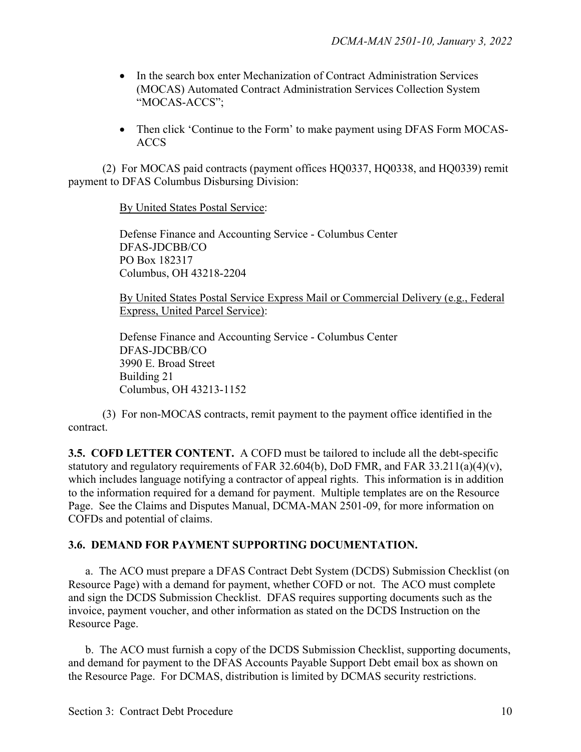- In the search box enter Mechanization of Contract Administration Services (MOCAS) Automated Contract Administration Services Collection System "MOCAS-ACCS";

- Then click 'Continue to the Form' to make payment using DFAS Form MOCAS-ACCS

(2) For MOCAS paid contracts (payment offices HQ0337, HQ0338, and HQ0339) remit payment to DFAS Columbus Disbursing Division:

By United States Postal Service:

Defense Finance and Accounting Service - Columbus Center
DFAS-JDCBB/CO
PO Box 182317
Columbus, OH 43218-2204

By United States Postal Service Express Mail or Commercial Delivery (e.g., Federal Express, United Parcel Service):

Defense Finance and Accounting Service - Columbus Center
DFAS-JDCBB/CO
3990 E. Broad Street
Building 21
Columbus, OH 43213-1152

(3) For non-MOCAS contracts, remit payment to the payment office identified in the contract.

**3.5. COFD LETTER CONTENT.** A COFD must be tailored to include all the debt-specific statutory and regulatory requirements of FAR 32.604(b), DoD FMR, and FAR 33.211(a)(4)(v), which includes language notifying a contractor of appeal rights. This information is in addition to the information required for a demand for payment. Multiple templates are on the Resource Page. See the Claims and Disputes Manual, DCMA-MAN 2501-09, for more information on COFDs and potential of claims.

**3.6. DEMAND FOR PAYMENT SUPPORTING DOCUMENTATION.**

a. The ACO must prepare a DFAS Contract Debt System (DCDS) Submission Checklist (on Resource Page) with a demand for payment, whether COFD or not. The ACO must complete and sign the DCDS Submission Checklist. DFAS requires supporting documents such as the invoice, payment voucher, and other information as stated on the DCDS Instruction on the Resource Page.

b. The ACO must furnish a copy of the DCDS Submission Checklist, supporting documents, and demand for payment to the DFAS Accounts Payable Support Debt email box as shown on the Resource Page. For DCMAS, distribution is limited by DCMAS security restrictions.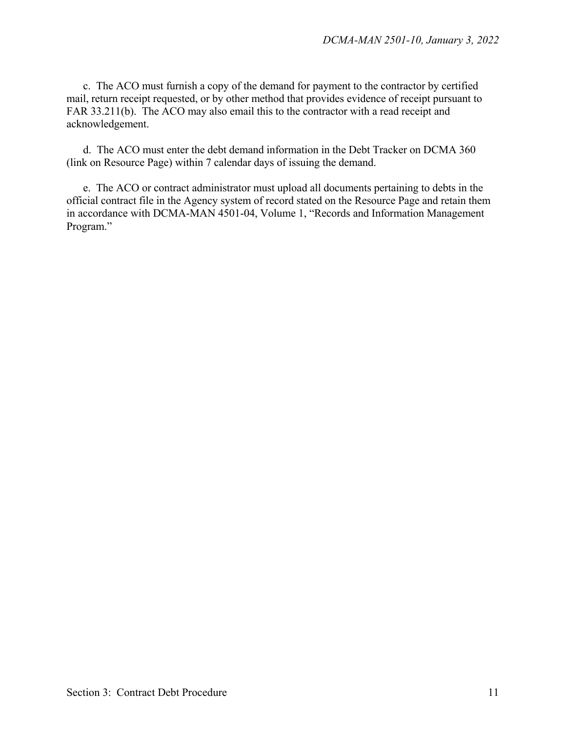c. The ACO must furnish a copy of the demand for payment to the contractor by certified mail, return receipt requested, or by other method that provides evidence of receipt pursuant to FAR 33.211(b). The ACO may also email this to the contractor with a read receipt and acknowledgement.

d. The ACO must enter the debt demand information in the Debt Tracker on DCMA 360 (link on Resource Page) within 7 calendar days of issuing the demand.

e. The ACO or contract administrator must upload all documents pertaining to debts in the official contract file in the Agency system of record stated on the Resource Page and retain them in accordance with DCMA-MAN 4501-04, Volume 1, "Records and Information Management Program."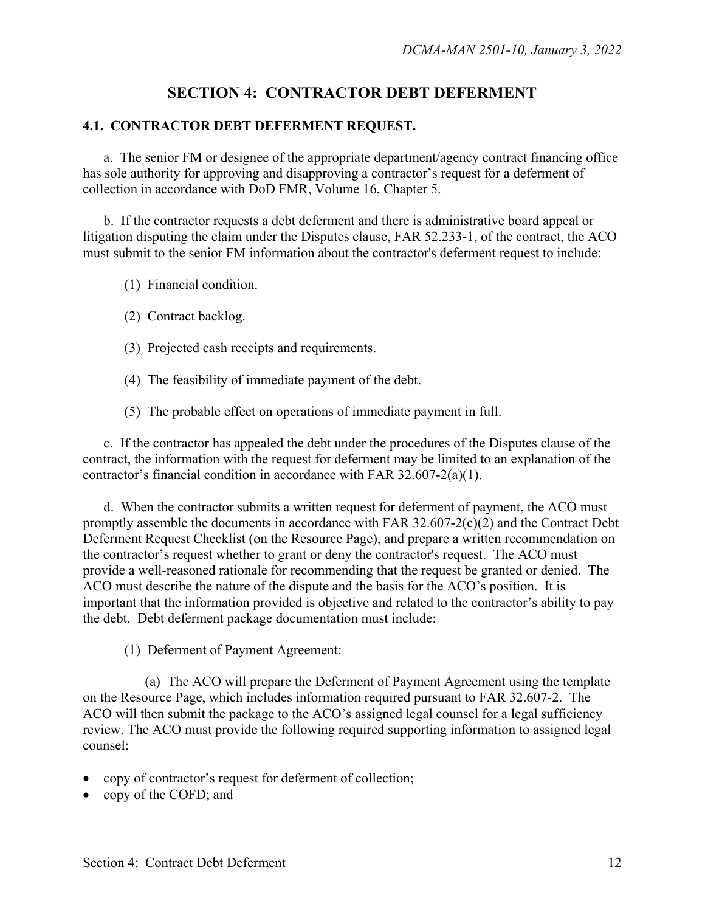## SECTION 4: CONTRACTOR DEBT DEFERMENT

### 4.1. CONTRACTOR DEBT DEFERMENT REQUEST.

a. The senior FM or designee of the appropriate department/agency contract financing office has sole authority for approving and disapproving a contractor's request for a deferment of collection in accordance with DoD FMR, Volume 16, Chapter 5.

b. If the contractor requests a debt deferment and there is administrative board appeal or litigation disputing the claim under the Disputes clause, FAR 52.233-1, of the contract, the ACO must submit to the senior FM information about the contractor's deferment request to include:

(1) Financial condition.

(2) Contract backlog.

(3) Projected cash receipts and requirements.

(4) The feasibility of immediate payment of the debt.

(5) The probable effect on operations of immediate payment in full.

c. If the contractor has appealed the debt under the procedures of the Disputes clause of the contract, the information with the request for deferment may be limited to an explanation of the contractor's financial condition in accordance with FAR 32.607-2(a)(1).

d. When the contractor submits a written request for deferment of payment, the ACO must promptly assemble the documents in accordance with FAR 32.607-2(c)(2) and the Contract Debt Deferment Request Checklist (on the Resource Page), and prepare a written recommendation on the contractor's request whether to grant or deny the contractor's request. The ACO must provide a well-reasoned rationale for recommending that the request be granted or denied. The ACO must describe the nature of the dispute and the basis for the ACO's position. It is important that the information provided is objective and related to the contractor's ability to pay the debt. Debt deferment package documentation must include:

(1) Deferment of Payment Agreement:

(a) The ACO will prepare the Deferment of Payment Agreement using the template on the Resource Page, which includes information required pursuant to FAR 32.607-2. The ACO will then submit the package to the ACO's assigned legal counsel for a legal sufficiency review. The ACO must provide the following required supporting information to assigned legal counsel:

- copy of contractor's request for deferment of collection;
- copy of the COFD; and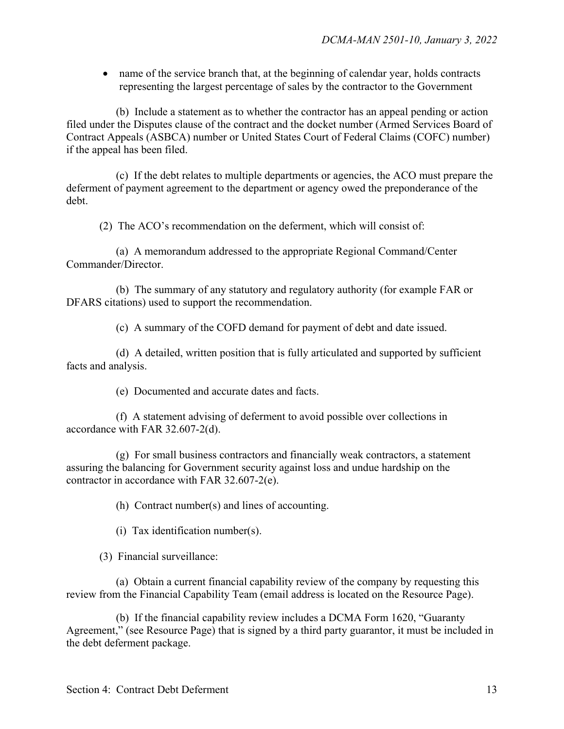- name of the service branch that, at the beginning of calendar year, holds contracts representing the largest percentage of sales by the contractor to the Government

(b) Include a statement as to whether the contractor has an appeal pending or action filed under the Disputes clause of the contract and the docket number (Armed Services Board of Contract Appeals (ASBCA) number or United States Court of Federal Claims (COFC) number) if the appeal has been filed.

(c) If the debt relates to multiple departments or agencies, the ACO must prepare the deferment of payment agreement to the department or agency owed the preponderance of the debt.

(2) The ACO's recommendation on the deferment, which will consist of:

(a) A memorandum addressed to the appropriate Regional Command/Center Commander/Director.

(b) The summary of any statutory and regulatory authority (for example FAR or DFARS citations) used to support the recommendation.

(c) A summary of the COFD demand for payment of debt and date issued.

(d) A detailed, written position that is fully articulated and supported by sufficient facts and analysis.

(e) Documented and accurate dates and facts.

(f) A statement advising of deferment to avoid possible over collections in accordance with FAR 32.607-2(d).

(g) For small business contractors and financially weak contractors, a statement assuring the balancing for Government security against loss and undue hardship on the contractor in accordance with FAR 32.607-2(e).

(h) Contract number(s) and lines of accounting.

(i) Tax identification number(s).

(3) Financial surveillance:

(a) Obtain a current financial capability review of the company by requesting this review from the Financial Capability Team (email address is located on the Resource Page).

(b) If the financial capability review includes a DCMA Form 1620, "Guaranty Agreement," (see Resource Page) that is signed by a third party guarantor, it must be included in the debt deferment package.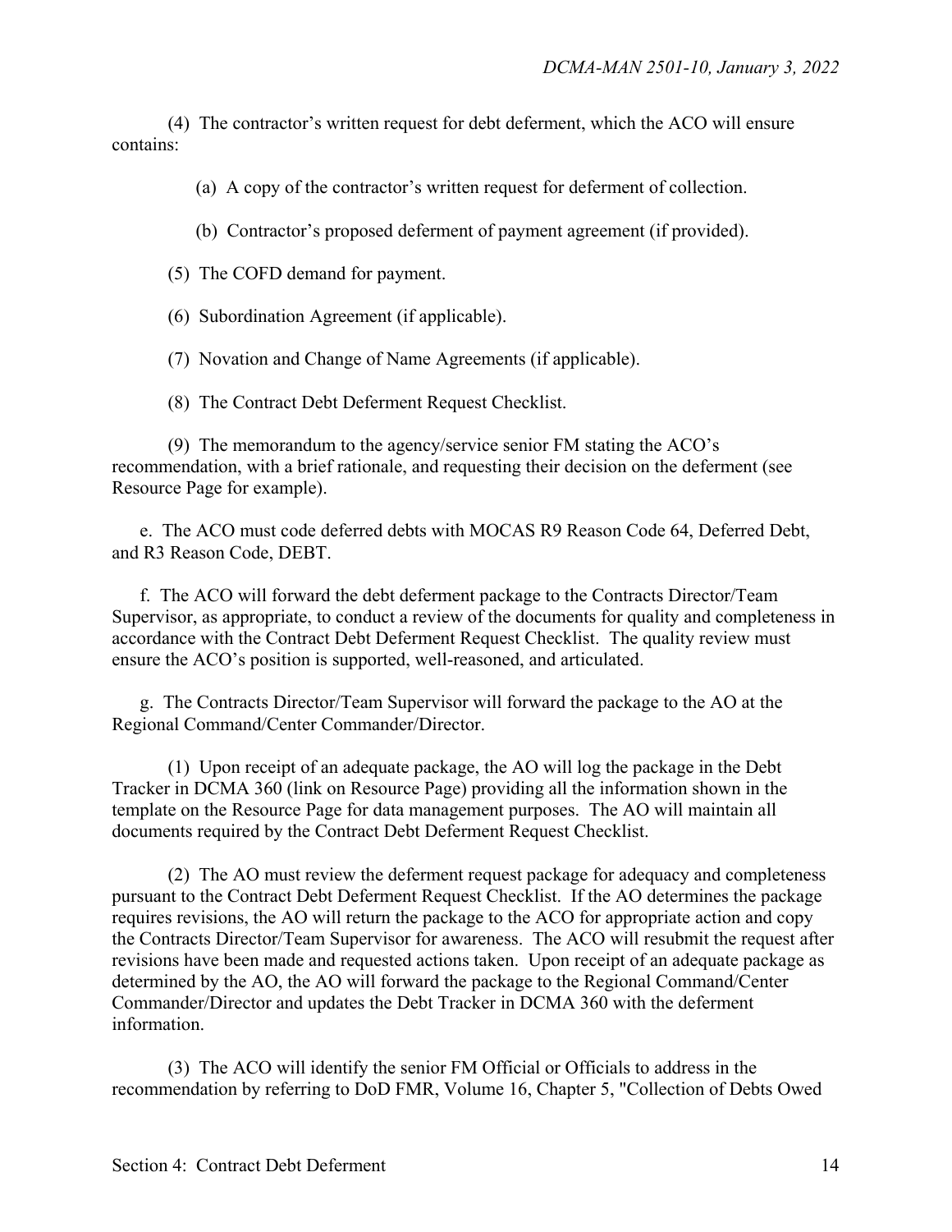(4) The contractor's written request for debt deferment, which the ACO will ensure contains:

(a) A copy of the contractor's written request for deferment of collection.

(b) Contractor's proposed deferment of payment agreement (if provided).

(5) The COFD demand for payment.

(6) Subordination Agreement (if applicable).

(7) Novation and Change of Name Agreements (if applicable).

(8) The Contract Debt Deferment Request Checklist.

(9) The memorandum to the agency/service senior FM stating the ACO's recommendation, with a brief rationale, and requesting their decision on the deferment (see Resource Page for example).

e. The ACO must code deferred debts with MOCAS R9 Reason Code 64, Deferred Debt, and R3 Reason Code, DEBT.

f. The ACO will forward the debt deferment package to the Contracts Director/Team Supervisor, as appropriate, to conduct a review of the documents for quality and completeness in accordance with the Contract Debt Deferment Request Checklist. The quality review must ensure the ACO's position is supported, well-reasoned, and articulated.

g. The Contracts Director/Team Supervisor will forward the package to the AO at the Regional Command/Center Commander/Director.

(1) Upon receipt of an adequate package, the AO will log the package in the Debt Tracker in DCMA 360 (link on Resource Page) providing all the information shown in the template on the Resource Page for data management purposes. The AO will maintain all documents required by the Contract Debt Deferment Request Checklist.

(2) The AO must review the deferment request package for adequacy and completeness pursuant to the Contract Debt Deferment Request Checklist. If the AO determines the package requires revisions, the AO will return the package to the ACO for appropriate action and copy the Contracts Director/Team Supervisor for awareness. The ACO will resubmit the request after revisions have been made and requested actions taken. Upon receipt of an adequate package as determined by the AO, the AO will forward the package to the Regional Command/Center Commander/Director and updates the Debt Tracker in DCMA 360 with the deferment information.

(3) The ACO will identify the senior FM Official or Officials to address in the recommendation by referring to DoD FMR, Volume 16, Chapter 5, "Collection of Debts Owed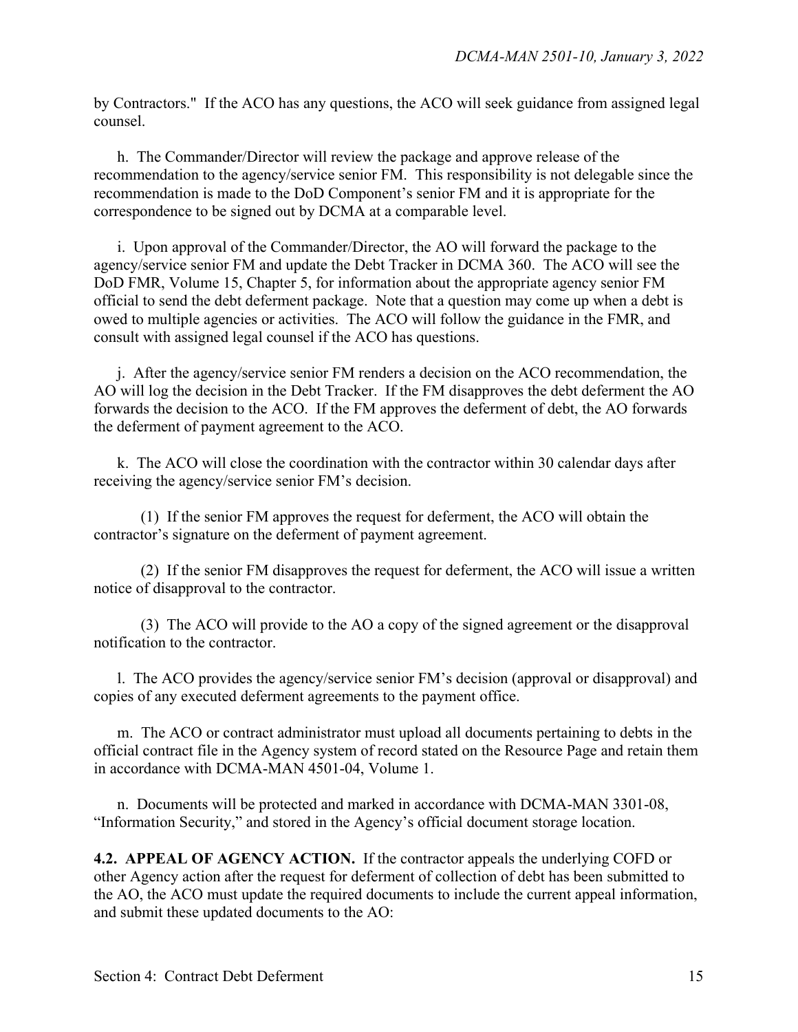by Contractors." If the ACO has any questions, the ACO will seek guidance from assigned legal counsel.

h. The Commander/Director will review the package and approve release of the recommendation to the agency/service senior FM. This responsibility is not delegable since the recommendation is made to the DoD Component's senior FM and it is appropriate for the correspondence to be signed out by DCMA at a comparable level.

i. Upon approval of the Commander/Director, the AO will forward the package to the agency/service senior FM and update the Debt Tracker in DCMA 360. The ACO will see the DoD FMR, Volume 15, Chapter 5, for information about the appropriate agency senior FM official to send the debt deferment package. Note that a question may come up when a debt is owed to multiple agencies or activities. The ACO will follow the guidance in the FMR, and consult with assigned legal counsel if the ACO has questions.

j. After the agency/service senior FM renders a decision on the ACO recommendation, the AO will log the decision in the Debt Tracker. If the FM disapproves the debt deferment the AO forwards the decision to the ACO. If the FM approves the deferment of debt, the AO forwards the deferment of payment agreement to the ACO.

k. The ACO will close the coordination with the contractor within 30 calendar days after receiving the agency/service senior FM's decision.

(1) If the senior FM approves the request for deferment, the ACO will obtain the contractor's signature on the deferment of payment agreement.

(2) If the senior FM disapproves the request for deferment, the ACO will issue a written notice of disapproval to the contractor.

(3) The ACO will provide to the AO a copy of the signed agreement or the disapproval notification to the contractor.

l. The ACO provides the agency/service senior FM's decision (approval or disapproval) and copies of any executed deferment agreements to the payment office.

m. The ACO or contract administrator must upload all documents pertaining to debts in the official contract file in the Agency system of record stated on the Resource Page and retain them in accordance with DCMA-MAN 4501-04, Volume 1.

n. Documents will be protected and marked in accordance with DCMA-MAN 3301-08, "Information Security," and stored in the Agency's official document storage location.

**4.2. APPEAL OF AGENCY ACTION.** If the contractor appeals the underlying COFD or other Agency action after the request for deferment of collection of debt has been submitted to the AO, the ACO must update the required documents to include the current appeal information, and submit these updated documents to the AO: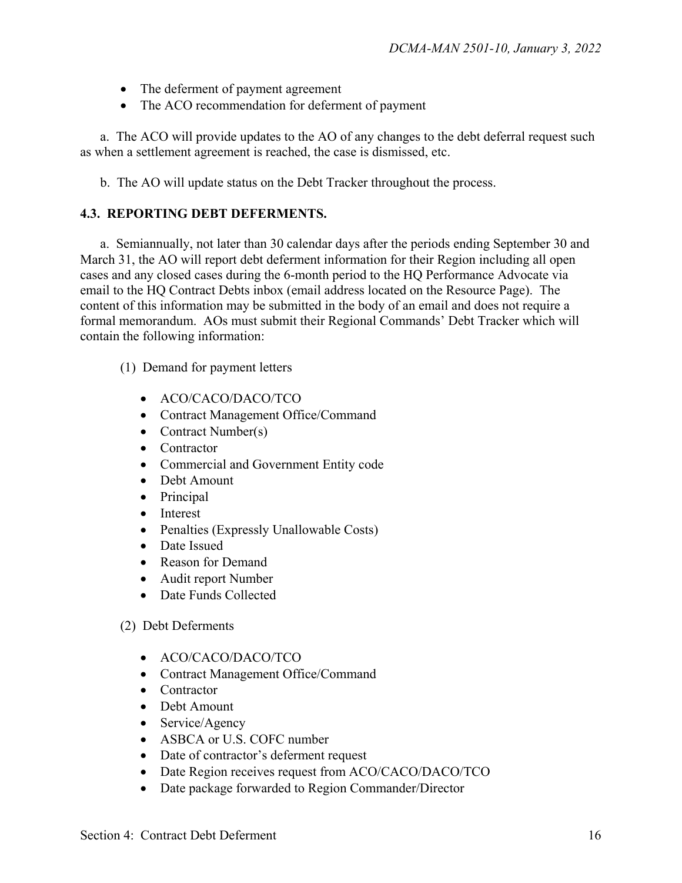- The deferment of payment agreement
- The ACO recommendation for deferment of payment

a. The ACO will provide updates to the AO of any changes to the debt deferral request such as when a settlement agreement is reached, the case is dismissed, etc.

b. The AO will update status on the Debt Tracker throughout the process.

### 4.3. REPORTING DEBT DEFERMENTS.

a. Semiannually, not later than 30 calendar days after the periods ending September 30 and March 31, the AO will report debt deferment information for their Region including all open cases and any closed cases during the 6-month period to the HQ Performance Advocate via email to the HQ Contract Debts inbox (email address located on the Resource Page). The content of this information may be submitted in the body of an email and does not require a formal memorandum. AOs must submit their Regional Commands' Debt Tracker which will contain the following information:

(1) Demand for payment letters

- ACO/CACO/DACO/TCO
- Contract Management Office/Command
- Contract Number(s)
- Contractor
- Commercial and Government Entity code
- Debt Amount
- Principal
- Interest
- Penalties (Expressly Unallowable Costs)
- Date Issued
- Reason for Demand
- Audit report Number
- Date Funds Collected

(2) Debt Deferments

- ACO/CACO/DACO/TCO
- Contract Management Office/Command
- Contractor
- Debt Amount
- Service/Agency
- ASBCA or U.S. COFC number
- Date of contractor's deferment request
- Date Region receives request from ACO/CACO/DACO/TCO
- Date package forwarded to Region Commander/Director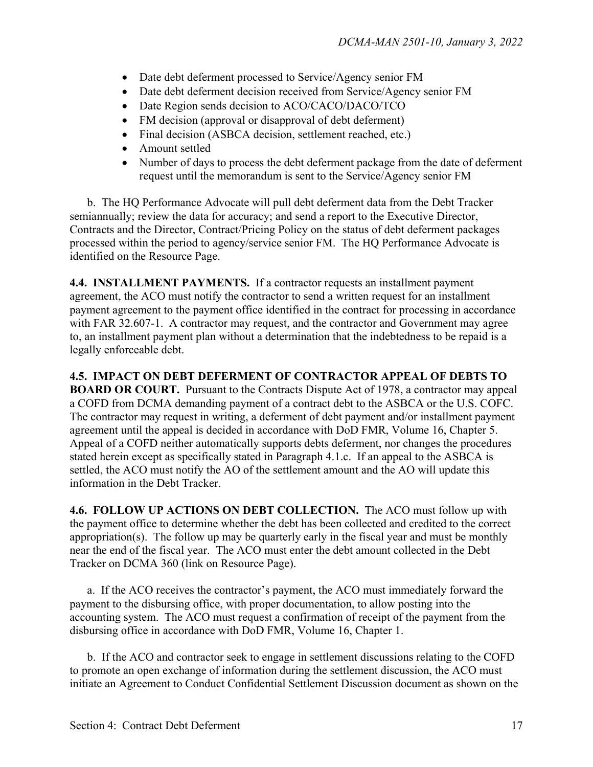- Date debt deferment processed to Service/Agency senior FM
- Date debt deferment decision received from Service/Agency senior FM
- Date Region sends decision to ACO/CACO/DACO/TCO
- FM decision (approval or disapproval of debt deferment)
- Final decision (ASBCA decision, settlement reached, etc.)
- Amount settled
- Number of days to process the debt deferment package from the date of deferment request until the memorandum is sent to the Service/Agency senior FM

b. The HQ Performance Advocate will pull debt deferment data from the Debt Tracker semiannually; review the data for accuracy; and send a report to the Executive Director, Contracts and the Director, Contract/Pricing Policy on the status of debt deferment packages processed within the period to agency/service senior FM. The HQ Performance Advocate is identified on the Resource Page.

**4.4. INSTALLMENT PAYMENTS.** If a contractor requests an installment payment agreement, the ACO must notify the contractor to send a written request for an installment payment agreement to the payment office identified in the contract for processing in accordance with FAR 32.607-1. A contractor may request, and the contractor and Government may agree to, an installment payment plan without a determination that the indebtedness to be repaid is a legally enforceable debt.

**4.5. IMPACT ON DEBT DEFERMENT OF CONTRACTOR APPEAL OF DEBTS TO BOARD OR COURT.** Pursuant to the Contracts Dispute Act of 1978, a contractor may appeal a COFD from DCMA demanding payment of a contract debt to the ASBCA or the U.S. COFC. The contractor may request in writing, a deferment of debt payment and/or installment payment agreement until the appeal is decided in accordance with DoD FMR, Volume 16, Chapter 5. Appeal of a COFD neither automatically supports debts deferment, nor changes the procedures stated herein except as specifically stated in Paragraph 4.1.c. If an appeal to the ASBCA is settled, the ACO must notify the AO of the settlement amount and the AO will update this information in the Debt Tracker.

**4.6. FOLLOW UP ACTIONS ON DEBT COLLECTION.** The ACO must follow up with the payment office to determine whether the debt has been collected and credited to the correct appropriation(s). The follow up may be quarterly early in the fiscal year and must be monthly near the end of the fiscal year. The ACO must enter the debt amount collected in the Debt Tracker on DCMA 360 (link on Resource Page).

a. If the ACO receives the contractor's payment, the ACO must immediately forward the payment to the disbursing office, with proper documentation, to allow posting into the accounting system. The ACO must request a confirmation of receipt of the payment from the disbursing office in accordance with DoD FMR, Volume 16, Chapter 1.

b. If the ACO and contractor seek to engage in settlement discussions relating to the COFD to promote an open exchange of information during the settlement discussion, the ACO must initiate an Agreement to Conduct Confidential Settlement Discussion document as shown on the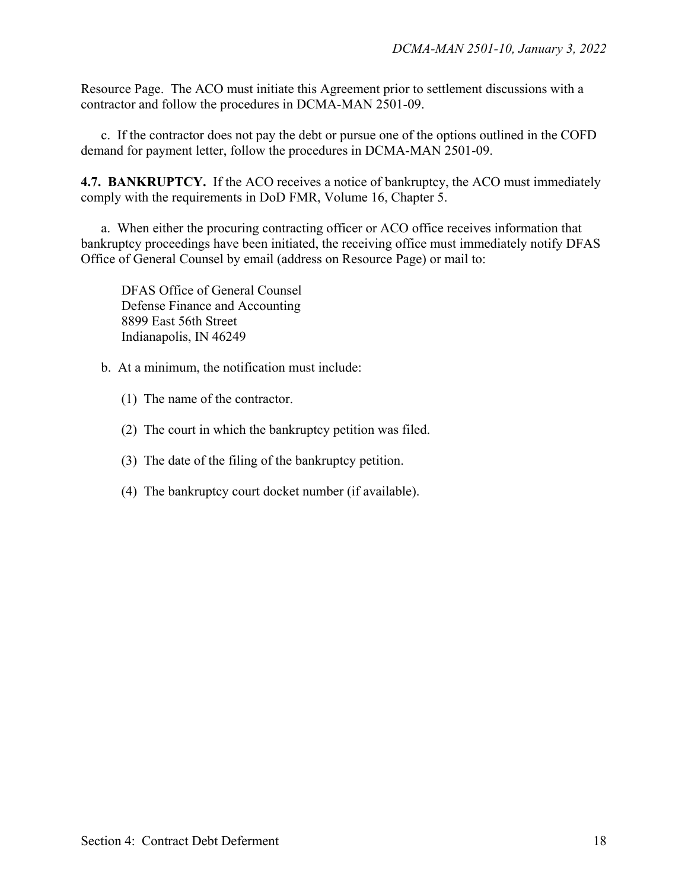Resource Page. The ACO must initiate this Agreement prior to settlement discussions with a contractor and follow the procedures in DCMA-MAN 2501-09.

c. If the contractor does not pay the debt or pursue one of the options outlined in the COFD demand for payment letter, follow the procedures in DCMA-MAN 2501-09.

**4.7. BANKRUPTCY.** If the ACO receives a notice of bankruptcy, the ACO must immediately comply with the requirements in DoD FMR, Volume 16, Chapter 5.

a. When either the procuring contracting officer or ACO office receives information that bankruptcy proceedings have been initiated, the receiving office must immediately notify DFAS Office of General Counsel by email (address on Resource Page) or mail to:

DFAS Office of General Counsel
Defense Finance and Accounting
8899 East 56th Street
Indianapolis, IN 46249

b. At a minimum, the notification must include:

(1) The name of the contractor.

(2) The court in which the bankruptcy petition was filed.

(3) The date of the filing of the bankruptcy petition.

(4) The bankruptcy court docket number (if available).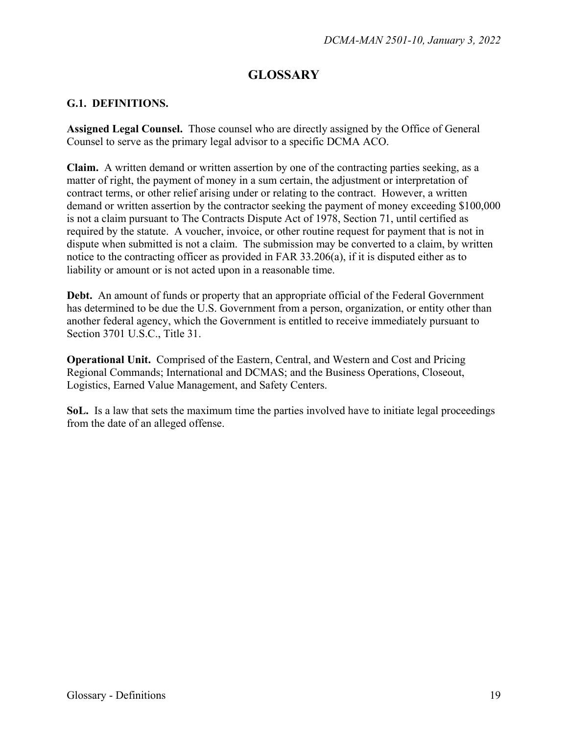# GLOSSARY

## G.1. DEFINITIONS.

**Assigned Legal Counsel.** Those counsel who are directly assigned by the Office of General Counsel to serve as the primary legal advisor to a specific DCMA ACO.

**Claim.** A written demand or written assertion by one of the contracting parties seeking, as a matter of right, the payment of money in a sum certain, the adjustment or interpretation of contract terms, or other relief arising under or relating to the contract. However, a written demand or written assertion by the contractor seeking the payment of money exceeding $100,000 is not a claim pursuant to The Contracts Dispute Act of 1978, Section 71, until certified as required by the statute. A voucher, invoice, or other routine request for payment that is not in dispute when submitted is not a claim. The submission may be converted to a claim, by written notice to the contracting officer as provided in FAR 33.206(a), if it is disputed either as to liability or amount or is not acted upon in a reasonable time.

**Debt.** An amount of funds or property that an appropriate official of the Federal Government has determined to be due the U.S. Government from a person, organization, or entity other than another federal agency, which the Government is entitled to receive immediately pursuant to Section 3701 U.S.C., Title 31.

**Operational Unit.** Comprised of the Eastern, Central, and Western and Cost and Pricing Regional Commands; International and DCMAS; and the Business Operations, Closeout, Logistics, Earned Value Management, and Safety Centers.

**SoL.** Is a law that sets the maximum time the parties involved have to initiate legal proceedings from the date of an alleged offense.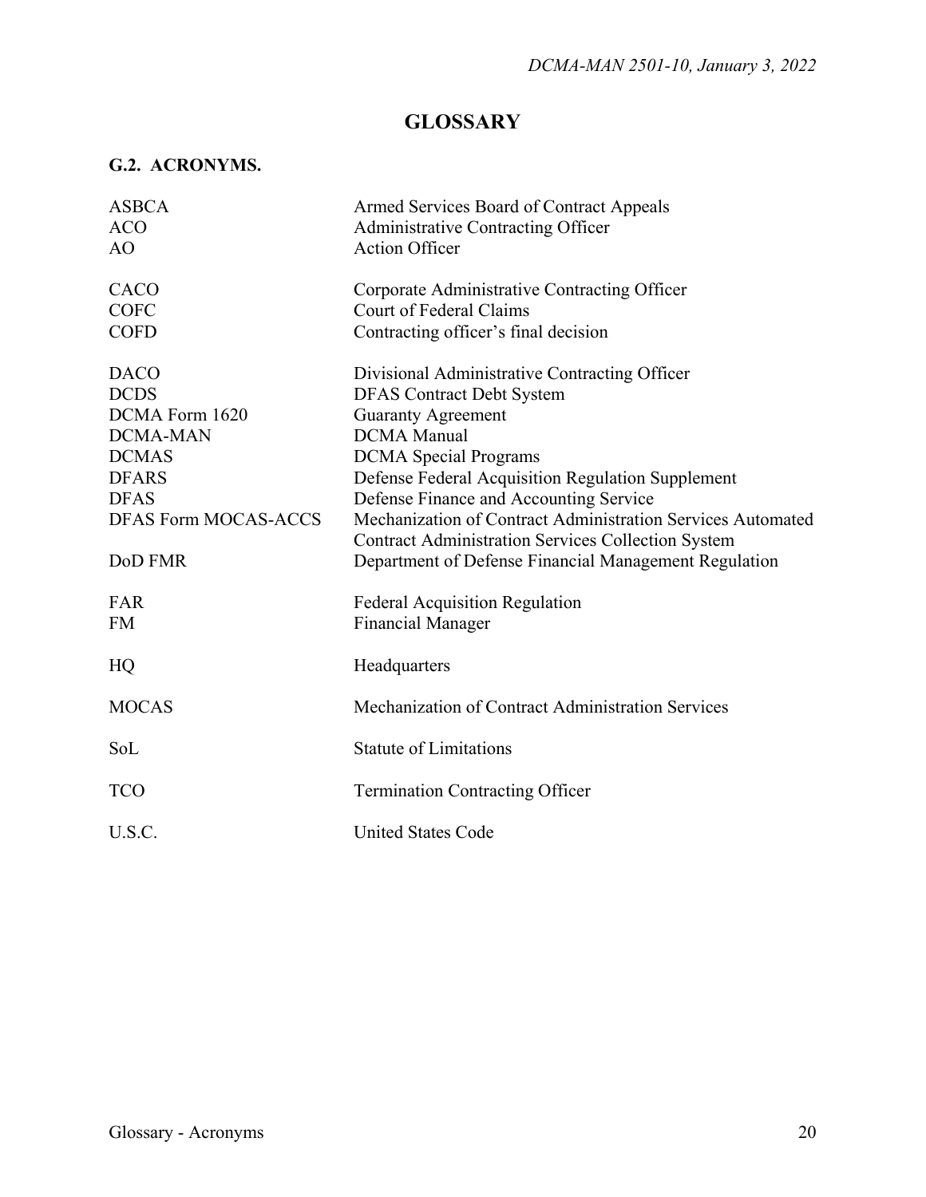# GLOSSARY

## G.2. ACRONYMS.

| | |
|---|---|
| ASBCA | Armed Services Board of Contract Appeals |
| ACO | Administrative Contracting Officer |
| AO | Action Officer |
| CACO | Corporate Administrative Contracting Officer |
| COFC | Court of Federal Claims |
| COFD | Contracting officer's final decision |
| DACO | Divisional Administrative Contracting Officer |
| DCDS | DFAS Contract Debt System |
| DCMA Form 1620 | Guaranty Agreement |
| DCMA-MAN | DCMA Manual |
| DCMAS | DCMA Special Programs |
| DFARS | Defense Federal Acquisition Regulation Supplement |
| DFAS | Defense Finance and Accounting Service |
| DFAS Form MOCAS-ACCS | Mechanization of Contract Administration Services Automated Contract Administration Services Collection System |
| DoD FMR | Department of Defense Financial Management Regulation |
| FAR | Federal Acquisition Regulation |
| FM | Financial Manager |
| HQ | Headquarters |
| MOCAS | Mechanization of Contract Administration Services |
| SoL | Statute of Limitations |
| TCO | Termination Contracting Officer |
| U.S.C. | United States Code |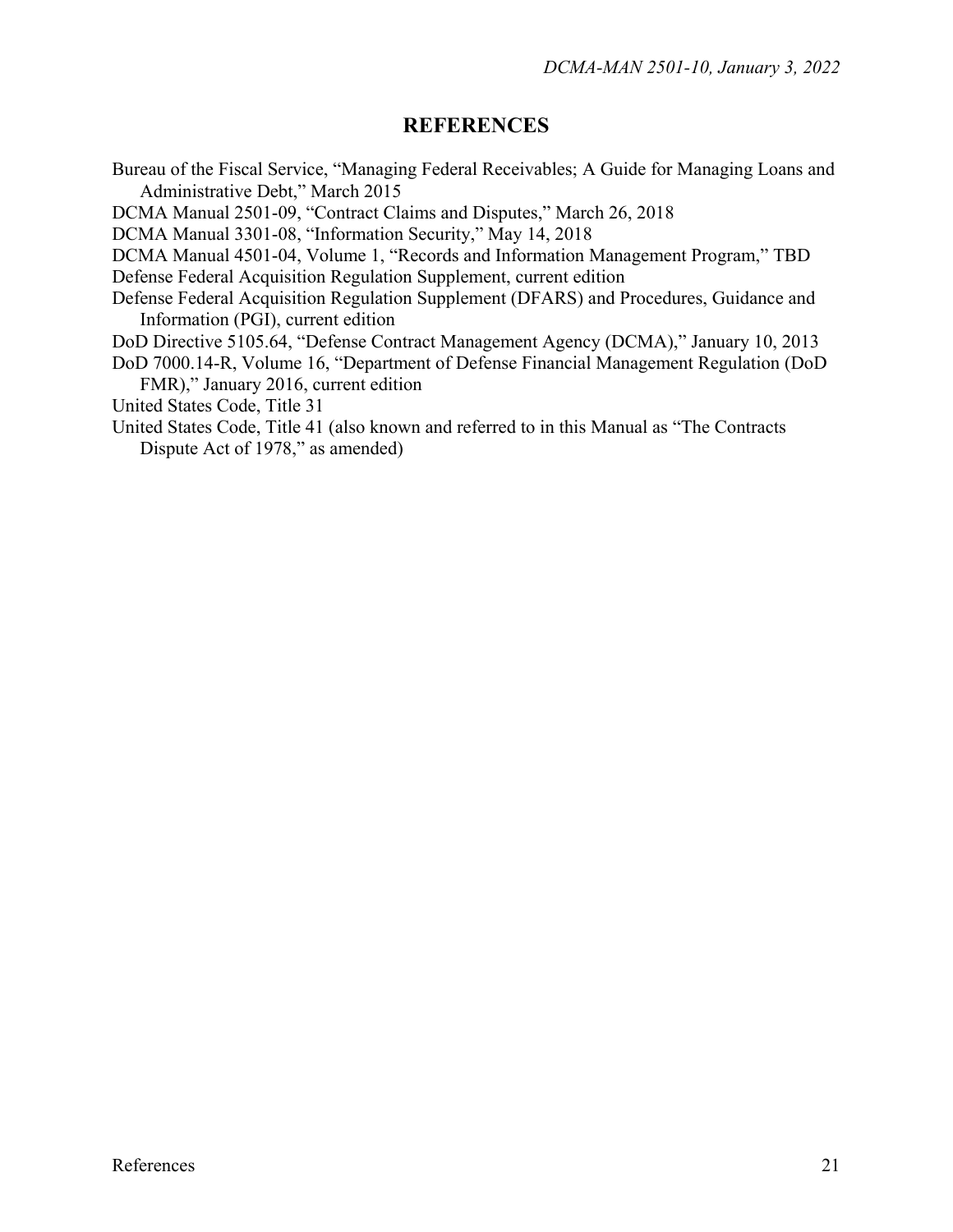# REFERENCES

Bureau of the Fiscal Service, "Managing Federal Receivables; A Guide for Managing Loans and Administrative Debt," March 2015

DCMA Manual 2501-09, "Contract Claims and Disputes," March 26, 2018

DCMA Manual 3301-08, "Information Security," May 14, 2018

DCMA Manual 4501-04, Volume 1, "Records and Information Management Program," TBD

Defense Federal Acquisition Regulation Supplement, current edition

Defense Federal Acquisition Regulation Supplement (DFARS) and Procedures, Guidance and Information (PGI), current edition

DoD Directive 5105.64, "Defense Contract Management Agency (DCMA)," January 10, 2013

DoD 7000.14-R, Volume 16, "Department of Defense Financial Management Regulation (DoD FMR)," January 2016, current edition

United States Code, Title 31

United States Code, Title 41 (also known and referred to in this Manual as "The Contracts Dispute Act of 1978," as amended)